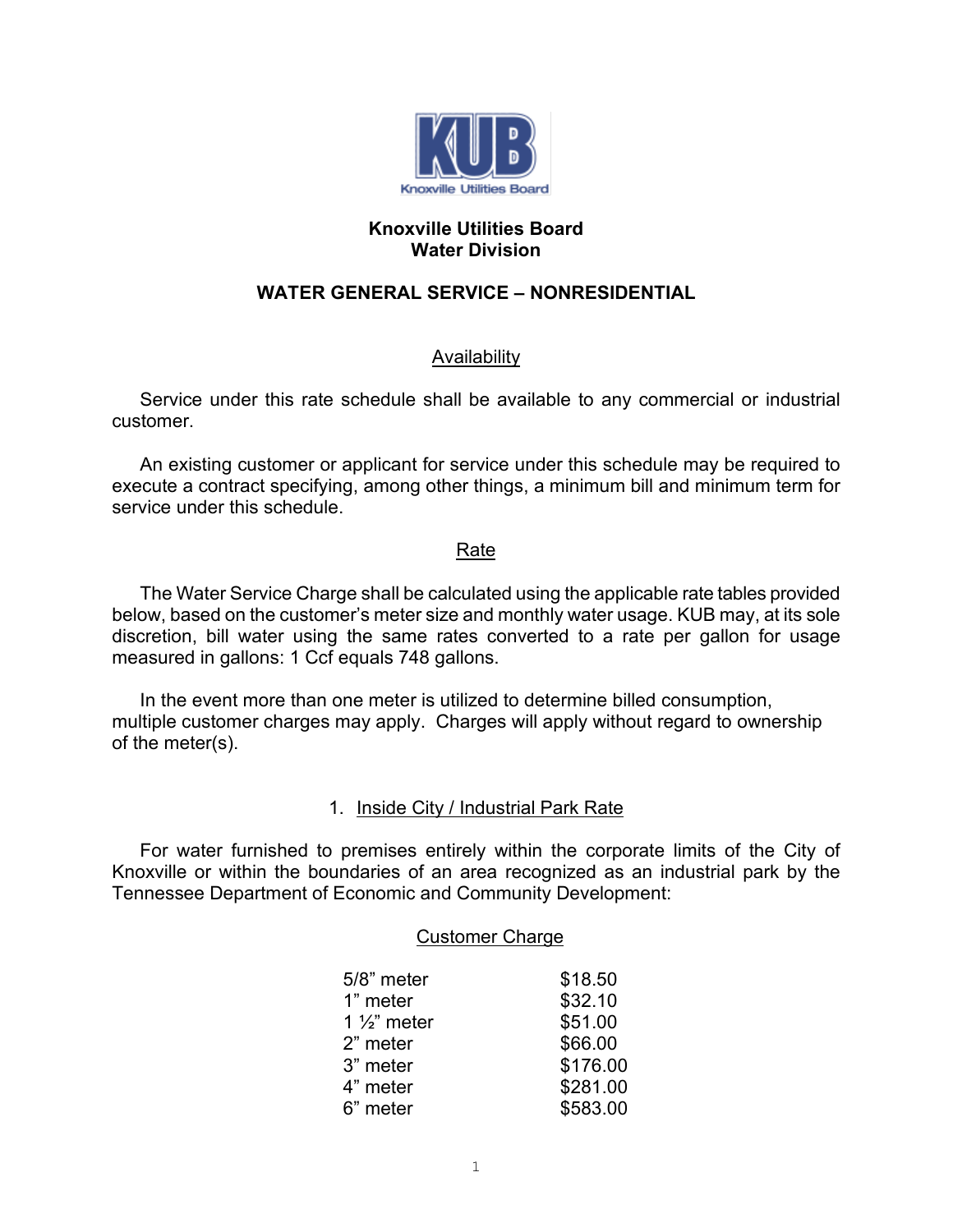# Knoxville Utilities Board
## Water Division

## WATER GENERAL SERVICE – NONRESIDENTIAL

### Availability

Service under this rate schedule shall be available to any commercial or industrial customer.

An existing customer or applicant for service under this schedule may be required to execute a contract specifying, among other things, a minimum bill and minimum term for service under this schedule.

### Rate

The Water Service Charge shall be calculated using the applicable rate tables provided below, based on the customer's meter size and monthly water usage. KUB may, at its sole discretion, bill water using the same rates converted to a rate per gallon for usage measured in gallons: 1 Ccf equals 748 gallons.

In the event more than one meter is utilized to determine billed consumption, multiple customer charges may apply. Charges will apply without regard to ownership of the meter(s).

1. Inside City / Industrial Park Rate

For water furnished to premises entirely within the corporate limits of the City of Knoxville or within the boundaries of an area recognized as an industrial park by the Tennessee Department of Economic and Community Development:

Customer Charge

| Meter | Charge |
|---|---|
| 5/8" meter | $18.50 |
| 1" meter | $32.10 |
| 1 ½" meter | $51.00 |
| 2" meter | $66.00 |
| 3" meter | $176.00 |
| 4" meter | $281.00 |
| 6" meter | $583.00 |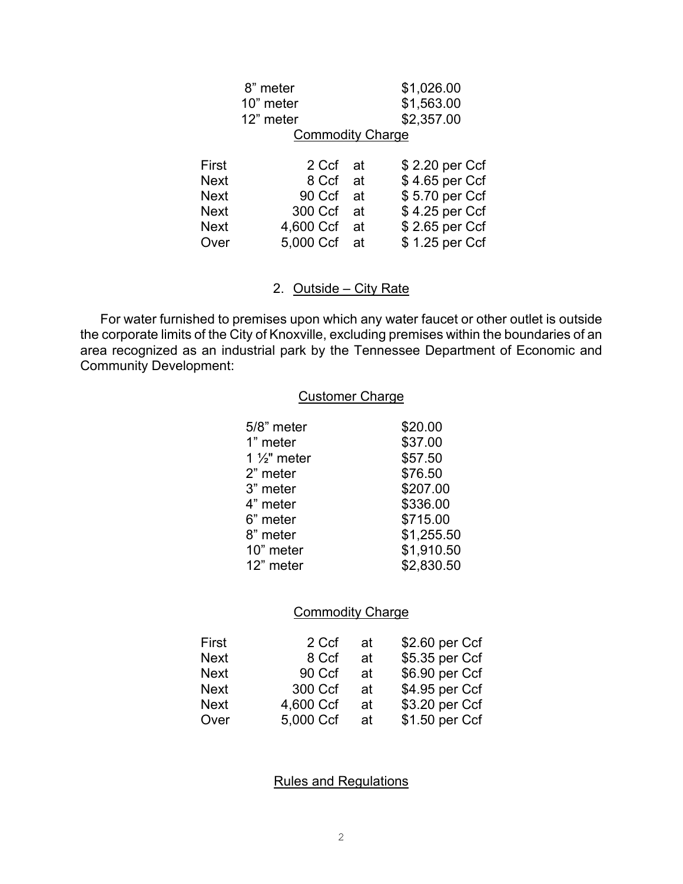| | |
|---|---|
| 8" meter | $1,026.00 |
| 10" meter | $1,563.00 |
| 12" meter | $2,357.00 |

Commodity Charge

| | | | |
|---|---|---|---|
| First | 2 Ccf | at | $ 2.20 per Ccf |
| Next | 8 Ccf | at | $ 4.65 per Ccf |
| Next | 90 Ccf | at | $ 5.70 per Ccf |
| Next | 300 Ccf | at | $ 4.25 per Ccf |
| Next | 4,600 Ccf | at | $ 2.65 per Ccf |
| Over | 5,000 Ccf | at | $ 1.25 per Ccf |

2. Outside – City Rate

For water furnished to premises upon which any water faucet or other outlet is outside the corporate limits of the City of Knoxville, excluding premises within the boundaries of an area recognized as an industrial park by the Tennessee Department of Economic and Community Development:

Customer Charge

| | |
|---|---|
| 5/8" meter | $20.00 |
| 1" meter | $37.00 |
| 1 ½" meter | $57.50 |
| 2" meter | $76.50 |
| 3" meter | $207.00 |
| 4" meter | $336.00 |
| 6" meter | $715.00 |
| 8" meter | $1,255.50 |
| 10" meter | $1,910.50 |
| 12" meter | $2,830.50 |

Commodity Charge

| | | | |
|---|---|---|---|
| First | 2 Ccf | at | $2.60 per Ccf |
| Next | 8 Ccf | at | $5.35 per Ccf |
| Next | 90 Ccf | at | $6.90 per Ccf |
| Next | 300 Ccf | at | $4.95 per Ccf |
| Next | 4,600 Ccf | at | $3.20 per Ccf |
| Over | 5,000 Ccf | at | $1.50 per Ccf |

Rules and Regulations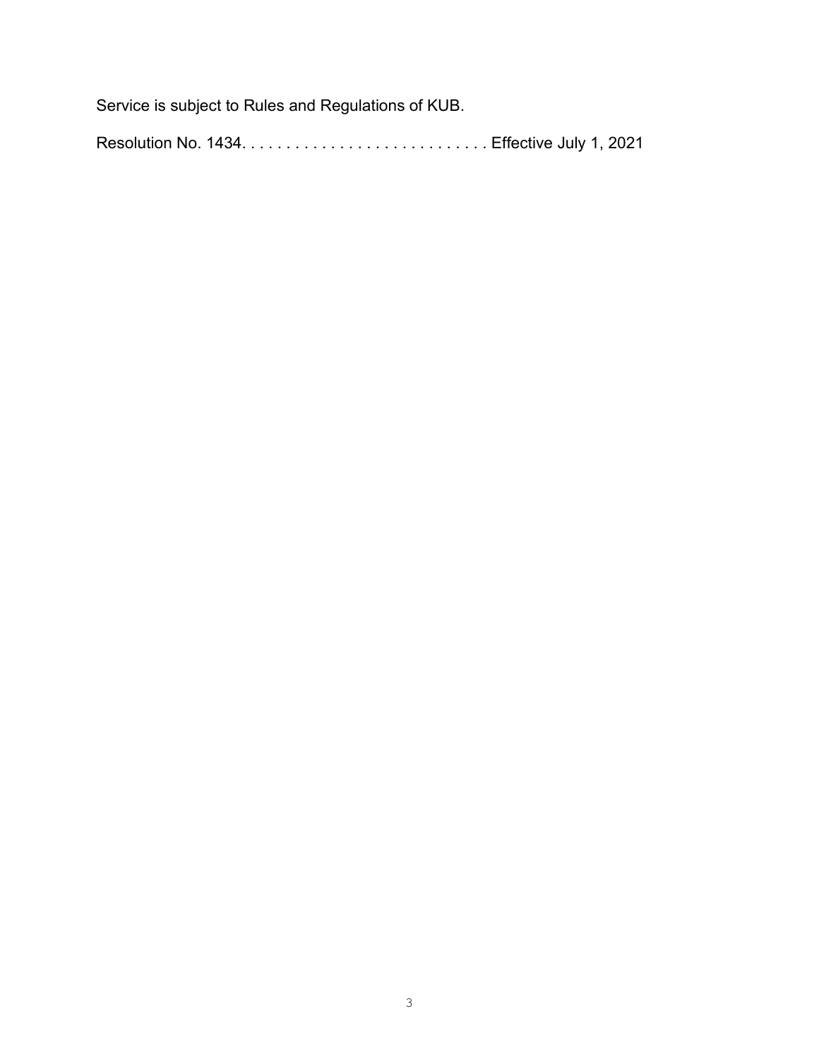Service is subject to Rules and Regulations of KUB.

Resolution No. 1434. . . . . . . . . . . . . . . . . . . . . . . . . . . . Effective July 1, 2021